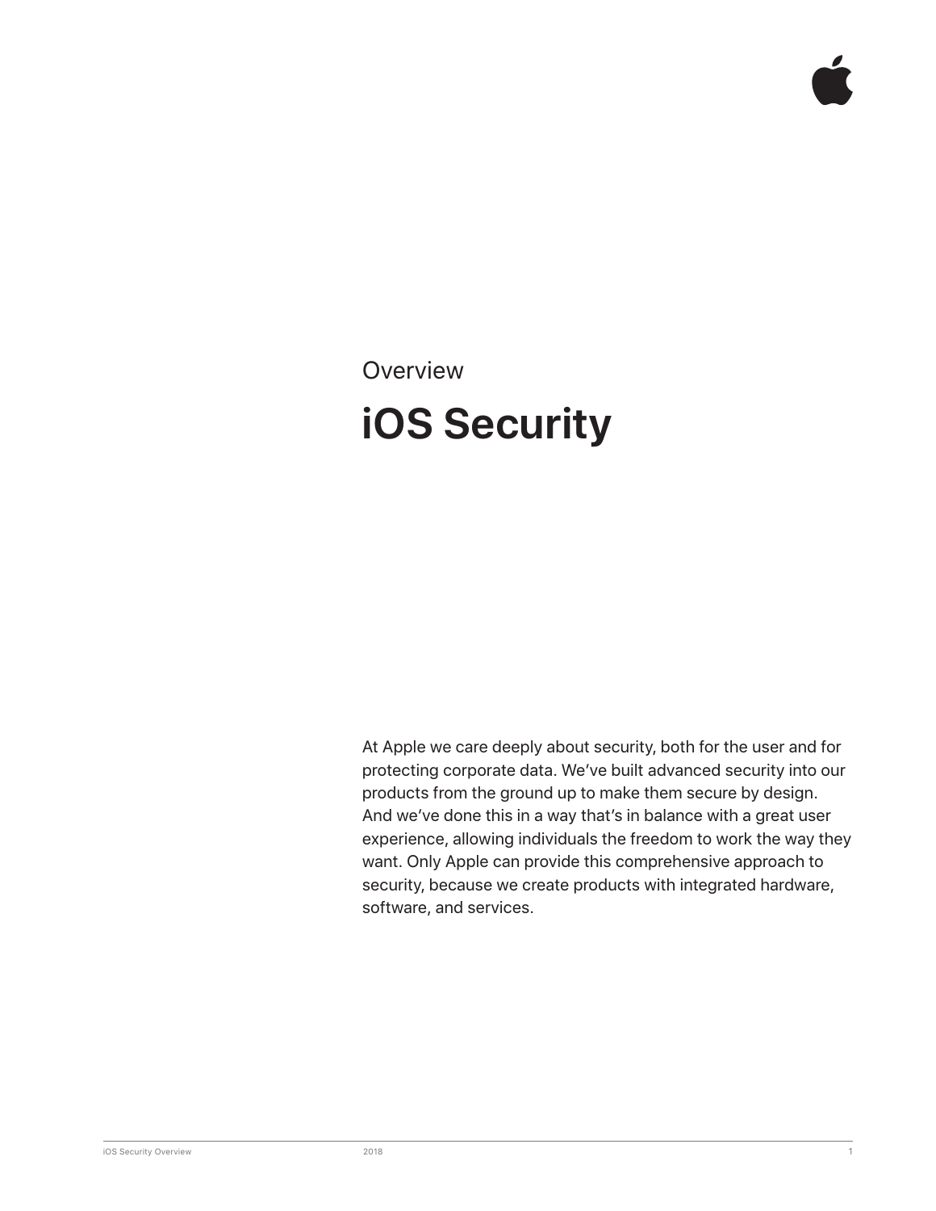Overview

# iOS Security

At Apple we care deeply about security, both for the user and for protecting corporate data. We've built advanced security into our products from the ground up to make them secure by design. And we've done this in a way that's in balance with a great user experience, allowing individuals the freedom to work the way they want. Only Apple can provide this comprehensive approach to security, because we create products with integrated hardware, software, and services.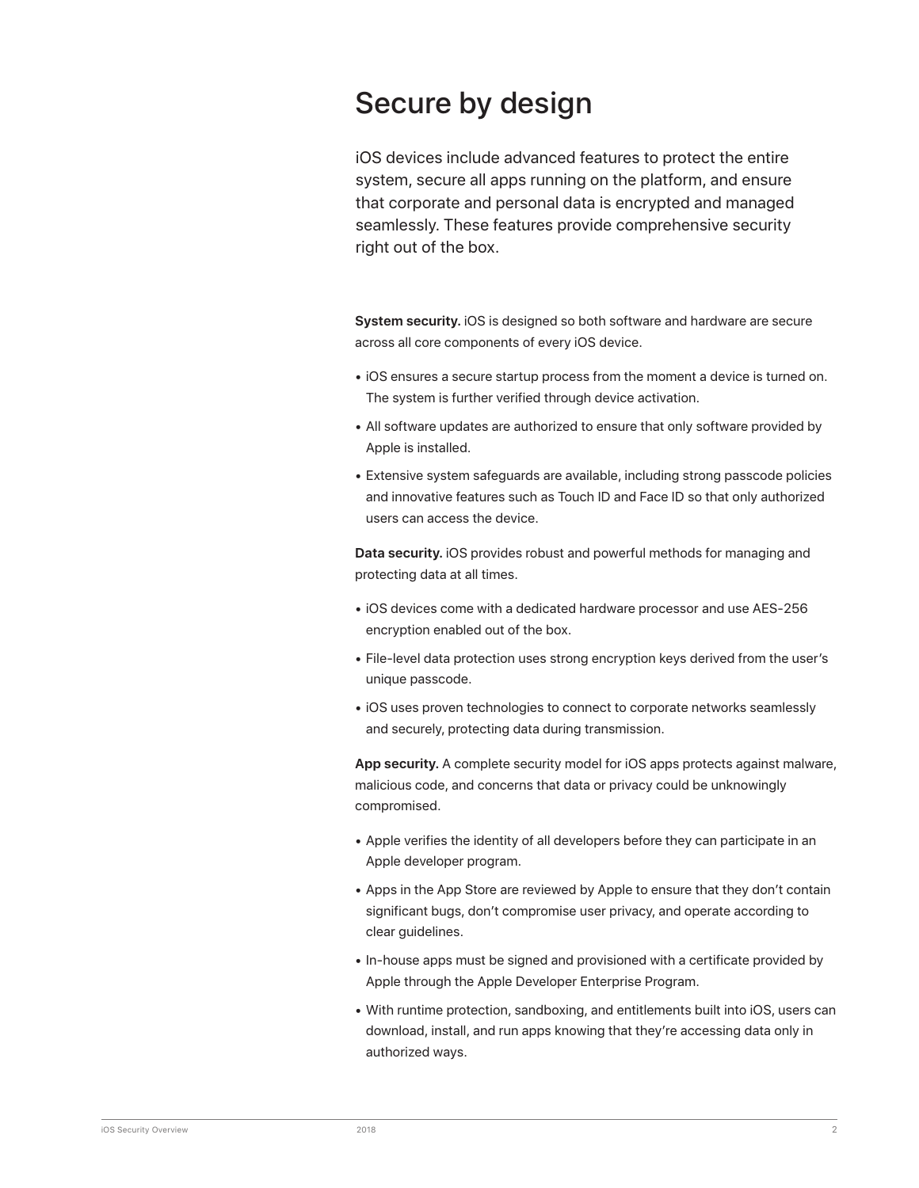# Secure by design

iOS devices include advanced features to protect the entire system, secure all apps running on the platform, and ensure that corporate and personal data is encrypted and managed seamlessly. These features provide comprehensive security right out of the box.

**System security.** iOS is designed so both software and hardware are secure across all core components of every iOS device.

- iOS ensures a secure startup process from the moment a device is turned on. The system is further verified through device activation.
- All software updates are authorized to ensure that only software provided by Apple is installed.
- Extensive system safeguards are available, including strong passcode policies and innovative features such as Touch ID and Face ID so that only authorized users can access the device.

**Data security.** iOS provides robust and powerful methods for managing and protecting data at all times.

- iOS devices come with a dedicated hardware processor and use AES-256 encryption enabled out of the box.
- File-level data protection uses strong encryption keys derived from the user's unique passcode.
- iOS uses proven technologies to connect to corporate networks seamlessly and securely, protecting data during transmission.

**App security.** A complete security model for iOS apps protects against malware, malicious code, and concerns that data or privacy could be unknowingly compromised.

- Apple verifies the identity of all developers before they can participate in an Apple developer program.
- Apps in the App Store are reviewed by Apple to ensure that they don't contain significant bugs, don't compromise user privacy, and operate according to clear guidelines.
- In-house apps must be signed and provisioned with a certificate provided by Apple through the Apple Developer Enterprise Program.
- With runtime protection, sandboxing, and entitlements built into iOS, users can download, install, and run apps knowing that they're accessing data only in authorized ways.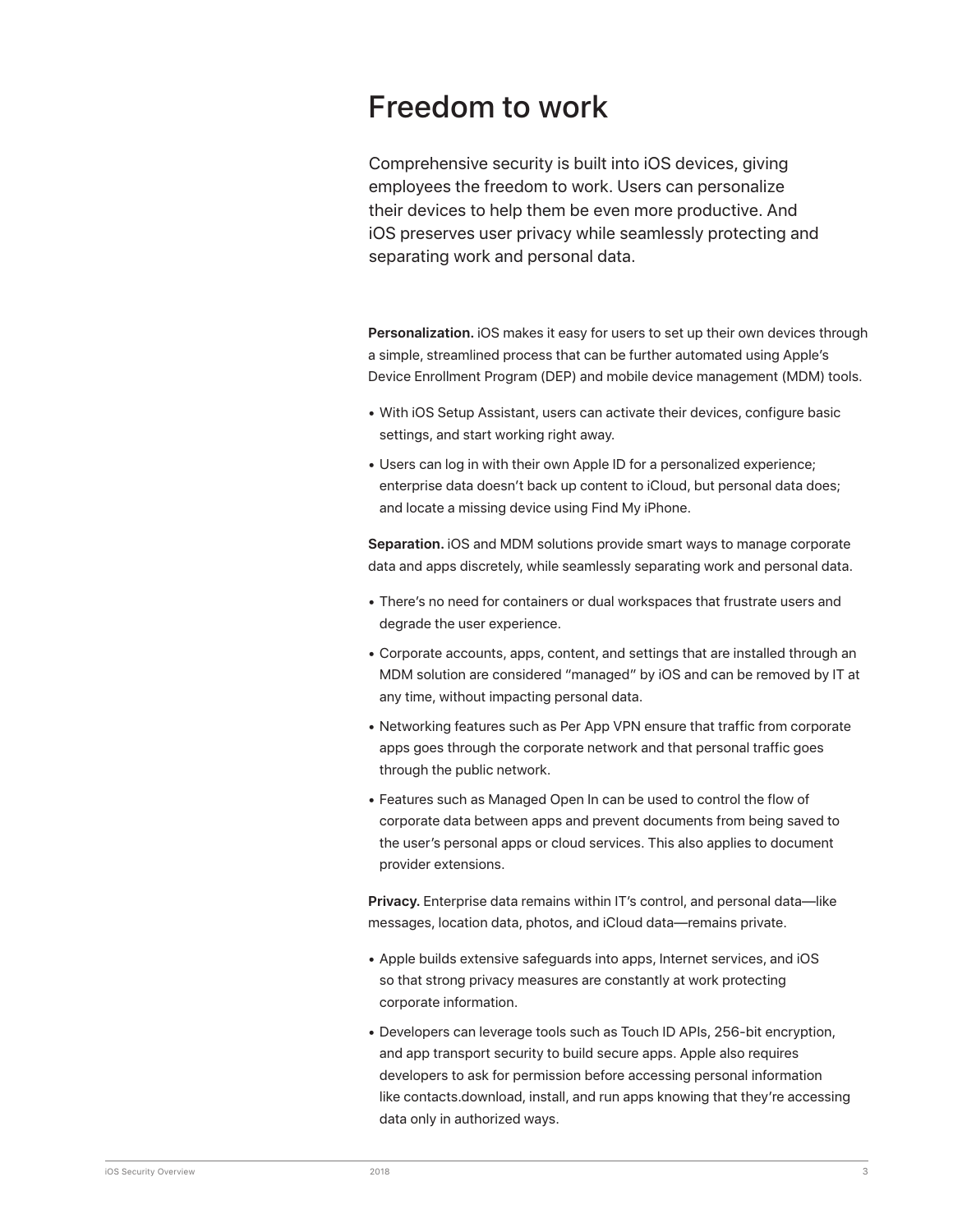# Freedom to work

Comprehensive security is built into iOS devices, giving employees the freedom to work. Users can personalize their devices to help them be even more productive. And iOS preserves user privacy while seamlessly protecting and separating work and personal data.

**Personalization.** iOS makes it easy for users to set up their own devices through a simple, streamlined process that can be further automated using Apple's Device Enrollment Program (DEP) and mobile device management (MDM) tools.

- With iOS Setup Assistant, users can activate their devices, configure basic settings, and start working right away.
- Users can log in with their own Apple ID for a personalized experience; enterprise data doesn't back up content to iCloud, but personal data does; and locate a missing device using Find My iPhone.

**Separation.** iOS and MDM solutions provide smart ways to manage corporate data and apps discretely, while seamlessly separating work and personal data.

- There's no need for containers or dual workspaces that frustrate users and degrade the user experience.
- Corporate accounts, apps, content, and settings that are installed through an MDM solution are considered "managed" by iOS and can be removed by IT at any time, without impacting personal data.
- Networking features such as Per App VPN ensure that traffic from corporate apps goes through the corporate network and that personal traffic goes through the public network.
- Features such as Managed Open In can be used to control the flow of corporate data between apps and prevent documents from being saved to the user's personal apps or cloud services. This also applies to document provider extensions.

**Privacy.** Enterprise data remains within IT's control, and personal data—like messages, location data, photos, and iCloud data—remains private.

- Apple builds extensive safeguards into apps, Internet services, and iOS so that strong privacy measures are constantly at work protecting corporate information.
- Developers can leverage tools such as Touch ID APIs, 256-bit encryption, and app transport security to build secure apps. Apple also requires developers to ask for permission before accessing personal information like contacts.download, install, and run apps knowing that they're accessing data only in authorized ways.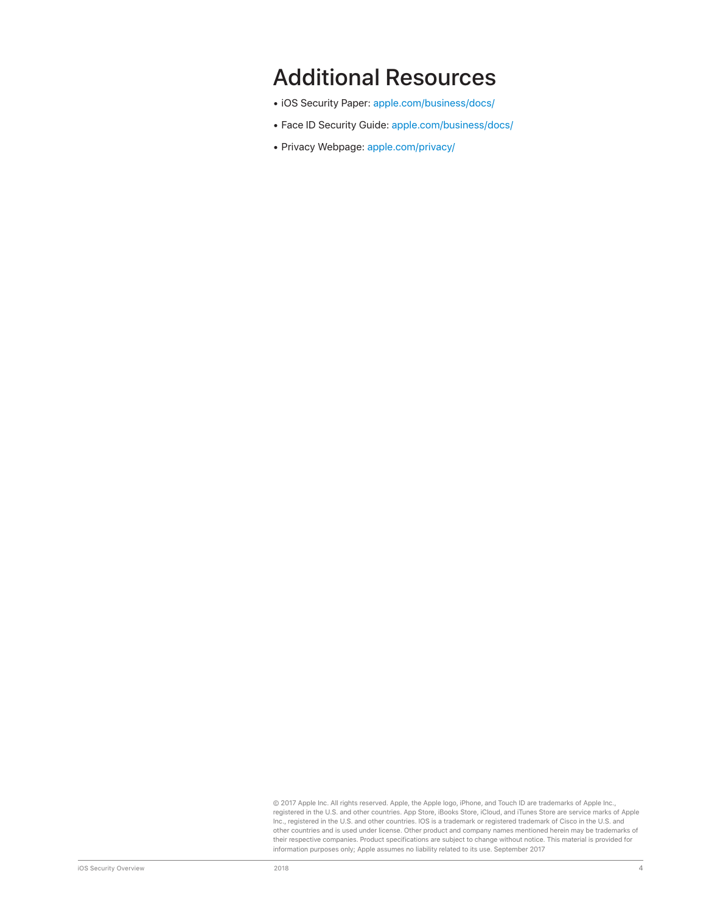# Additional Resources

- iOS Security Paper: apple.com/business/docs/
- Face ID Security Guide: apple.com/business/docs/
- Privacy Webpage: apple.com/privacy/

© 2017 Apple Inc. All rights reserved. Apple, the Apple logo, iPhone, and Touch ID are trademarks of Apple Inc., registered in the U.S. and other countries. App Store, iBooks Store, iCloud, and iTunes Store are service marks of Apple Inc., registered in the U.S. and other countries. IOS is a trademark or registered trademark of Cisco in the U.S. and other countries and is used under license. Other product and company names mentioned herein may be trademarks of their respective companies. Product specifications are subject to change without notice. This material is provided for information purposes only; Apple assumes no liability related to its use. September 2017